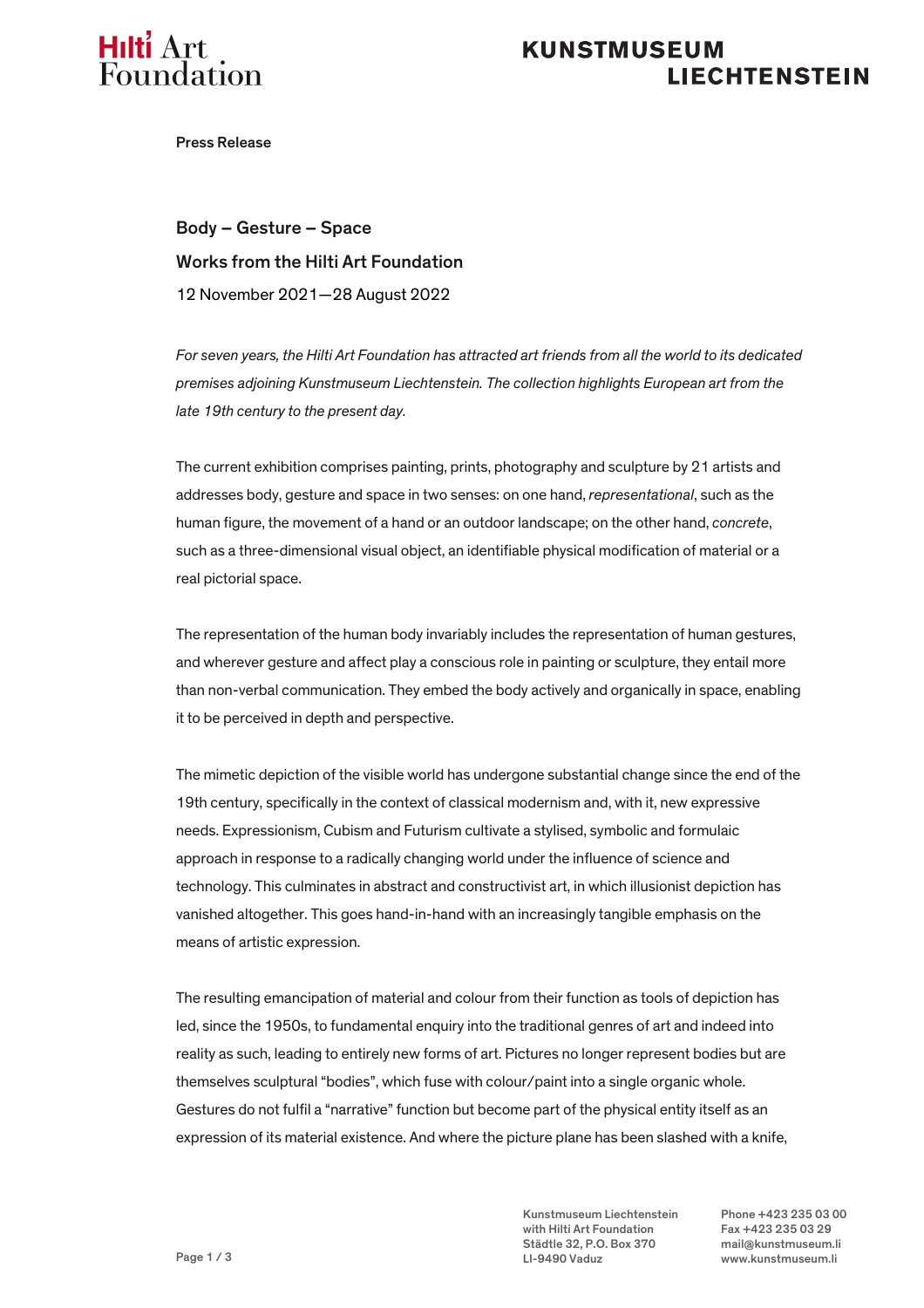Press Release

## Body – Gesture – Space

## Works from the Hilti Art Foundation

12 November 2021—28 August 2022

*For seven years, the Hilti Art Foundation has attracted art friends from all the world to its dedicated premises adjoining Kunstmuseum Liechtenstein. The collection highlights European art from the late 19th century to the present day.*

The current exhibition comprises painting, prints, photography and sculpture by 21 artists and addresses body, gesture and space in two senses: on one hand, *representational*, such as the human figure, the movement of a hand or an outdoor landscape; on the other hand, *concrete*, such as a three-dimensional visual object, an identifiable physical modification of material or a real pictorial space.

The representation of the human body invariably includes the representation of human gestures, and wherever gesture and affect play a conscious role in painting or sculpture, they entail more than non-verbal communication. They embed the body actively and organically in space, enabling it to be perceived in depth and perspective.

The mimetic depiction of the visible world has undergone substantial change since the end of the 19th century, specifically in the context of classical modernism and, with it, new expressive needs. Expressionism, Cubism and Futurism cultivate a stylised, symbolic and formulaic approach in response to a radically changing world under the influence of science and technology. This culminates in abstract and constructivist art, in which illusionist depiction has vanished altogether. This goes hand-in-hand with an increasingly tangible emphasis on the means of artistic expression.

The resulting emancipation of material and colour from their function as tools of depiction has led, since the 1950s, to fundamental enquiry into the traditional genres of art and indeed into reality as such, leading to entirely new forms of art. Pictures no longer represent bodies but are themselves sculptural "bodies", which fuse with colour/paint into a single organic whole. Gestures do not fulfil a "narrative" function but become part of the physical entity itself as an expression of its material existence. And where the picture plane has been slashed with a knife,

Kunstmuseum Liechtenstein
with Hilti Art Foundation
Städtle 32, P.O. Box 370
LI-9490 Vaduz

Phone +423 235 03 00
Fax +423 235 03 29
mail@kunstmuseum.li
www.kunstmuseum.li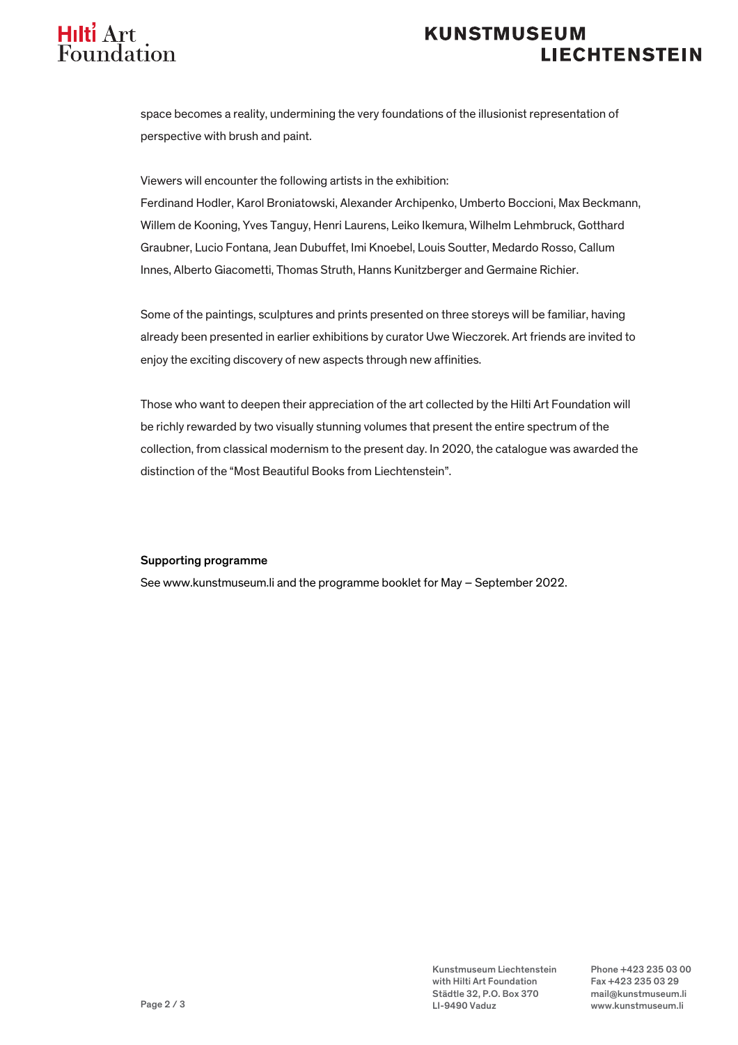space becomes a reality, undermining the very foundations of the illusionist representation of perspective with brush and paint.

Viewers will encounter the following artists in the exhibition:
Ferdinand Hodler, Karol Broniatowski, Alexander Archipenko, Umberto Boccioni, Max Beckmann, Willem de Kooning, Yves Tanguy, Henri Laurens, Leiko Ikemura, Wilhelm Lehmbruck, Gotthard Graubner, Lucio Fontana, Jean Dubuffet, Imi Knoebel, Louis Soutter, Medardo Rosso, Callum Innes, Alberto Giacometti, Thomas Struth, Hanns Kunitzberger and Germaine Richier.

Some of the paintings, sculptures and prints presented on three storeys will be familiar, having already been presented in earlier exhibitions by curator Uwe Wieczorek. Art friends are invited to enjoy the exciting discovery of new aspects through new affinities.

Those who want to deepen their appreciation of the art collected by the Hilti Art Foundation will be richly rewarded by two visually stunning volumes that present the entire spectrum of the collection, from classical modernism to the present day. In 2020, the catalogue was awarded the distinction of the "Most Beautiful Books from Liechtenstein".

**Supporting programme**
See www.kunstmuseum.li and the programme booklet for May – September 2022.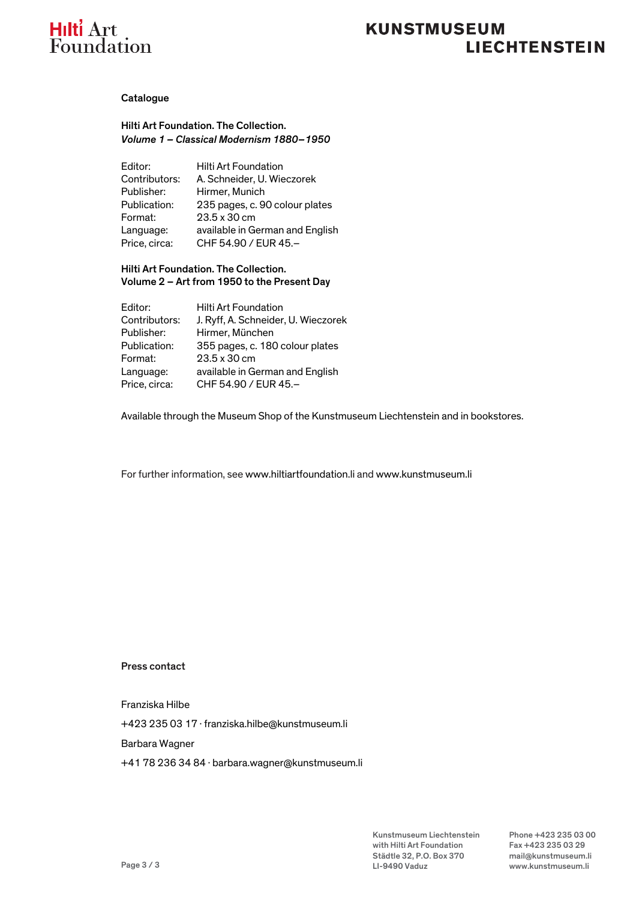## Catalogue

**Hilti Art Foundation. The Collection.**
***Volume 1 – Classical Modernism 1880–1950***

| | |
|---|---|
| Editor: | Hilti Art Foundation |
| Contributors: | A. Schneider, U. Wieczorek |
| Publisher: | Hirmer, Munich |
| Publication: | 235 pages, c. 90 colour plates |
| Format: | 23.5 x 30 cm |
| Language: | available in German and English |
| Price, circa: | CHF 54.90 / EUR 45.– |

**Hilti Art Foundation. The Collection.**
**Volume 2 – Art from 1950 to the Present Day**

| | |
|---|---|
| Editor: | Hilti Art Foundation |
| Contributors: | J. Ryff, A. Schneider, U. Wieczorek |
| Publisher: | Hirmer, München |
| Publication: | 355 pages, c. 180 colour plates |
| Format: | 23.5 x 30 cm |
| Language: | available in German and English |
| Price, circa: | CHF 54.90 / EUR 45.– |

Available through the Museum Shop of the Kunstmuseum Liechtenstein and in bookstores.

For further information, see www.hiltiartfoundation.li and www.kunstmuseum.li

## Press contact

Franziska Hilbe

+423 235 03 17 · franziska.hilbe@kunstmuseum.li

Barbara Wagner

+41 78 236 34 84 · barbara.wagner@kunstmuseum.li